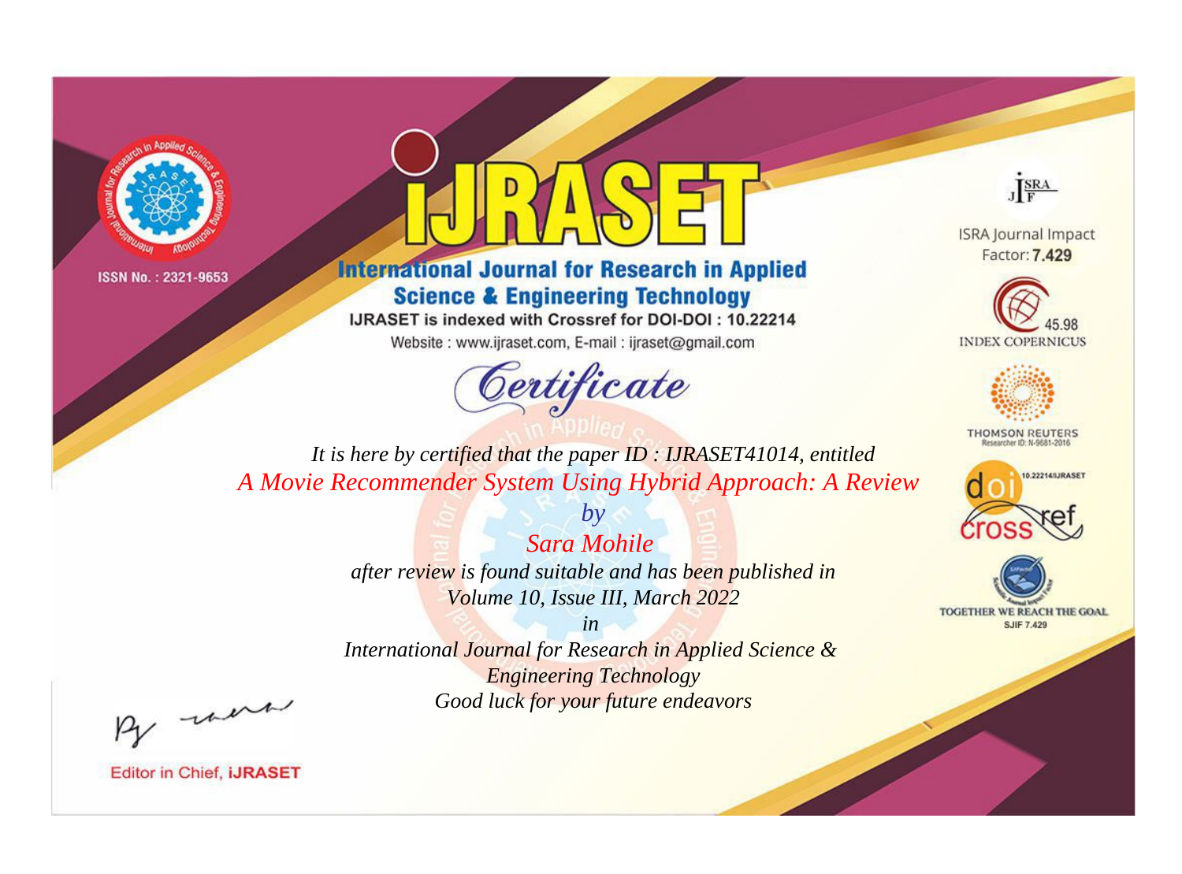ISSN No. : 2321-9653

# IJRASET

## International Journal for Research in Applied Science & Engineering Technology

IJRASET is indexed with Crossref for DOI-DOI : 10.22214

Website : www.ijraset.com, E-mail : ijraset@gmail.com

ISRA Journal Impact Factor: **7.429**

45.98 INDEX COPERNICUS

THOMSON REUTERS Researcher ID: N-9681-2016

10.22214/IJRASET

TOGETHER WE REACH THE GOAL SJIF 7.429

# *Certificate*

*It is here by certified that the paper ID : IJRASET41014, entitled*

*A Movie Recommender System Using Hybrid Approach: A Review*

*by*

*Sara Mohile*

*after review is found suitable and has been published in*

*Volume 10, Issue III, March 2022*

*in*

*International Journal for Research in Applied Science & Engineering Technology*

*Good luck for your future endeavors*

Editor in Chief, **iJRASET**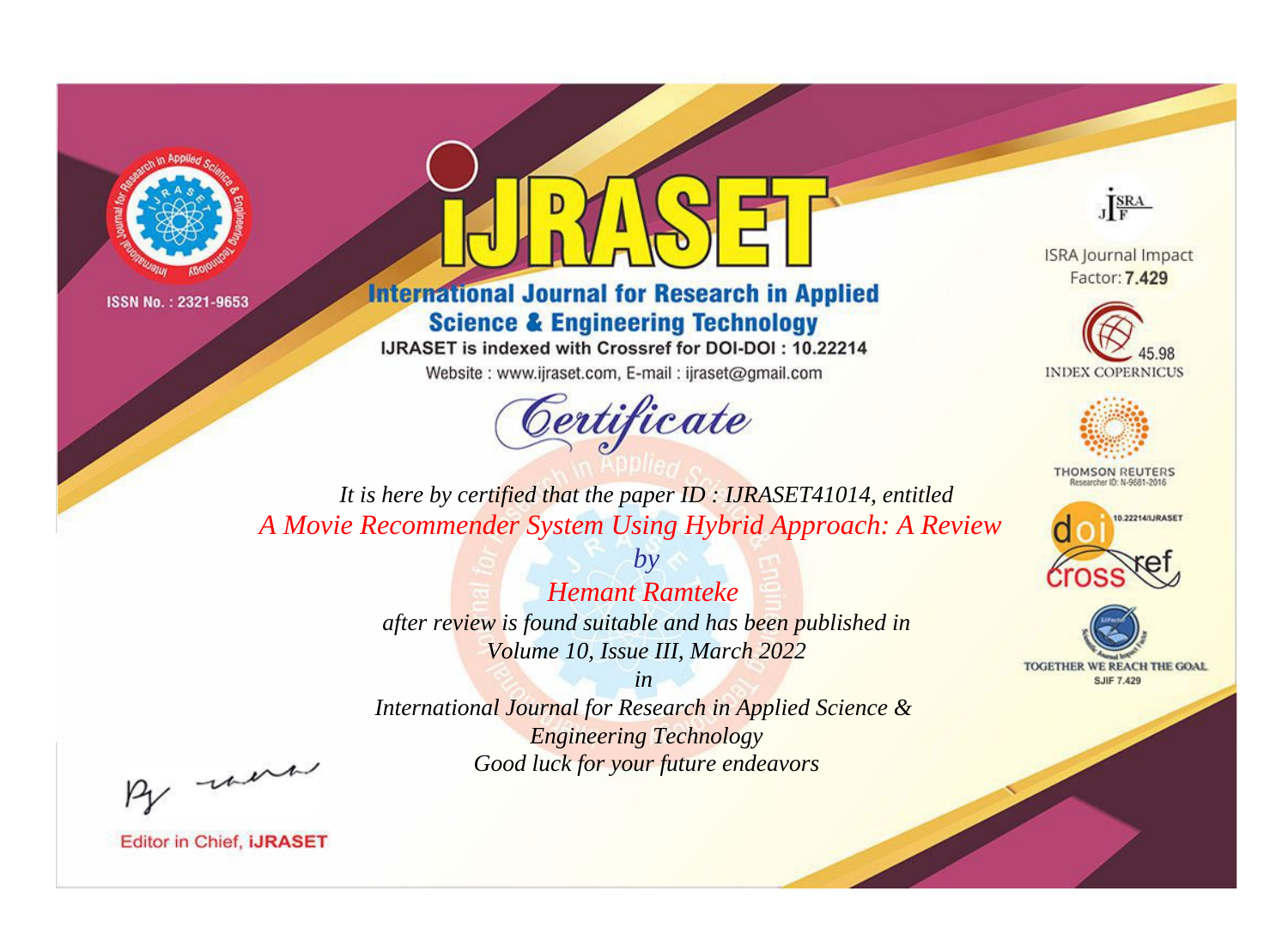ISSN No. : 2321-9653

# iJRASET

## International Journal for Research in Applied Science & Engineering Technology

IJRASET is indexed with Crossref for DOI-DOI : 10.22214

Website : www.ijraset.com, E-mail : ijraset@gmail.com

ISRA Journal Impact Factor: **7.429**

45.98 INDEX COPERNICUS

THOMSON REUTERS Researcher ID: N-9681-2016

10.22214/IJRASET

TOGETHER WE REACH THE GOAL SJIF 7.429

# *Certificate*

*It is here by certified that the paper ID : IJRASET41014, entitled*

*A Movie Recommender System Using Hybrid Approach: A Review*

*by*

*Hemant Ramteke*

*after review is found suitable and has been published in*

*Volume 10, Issue III, March 2022*

*in*

*International Journal for Research in Applied Science & Engineering Technology*

*Good luck for your future endeavors*

Editor in Chief, **iJRASET**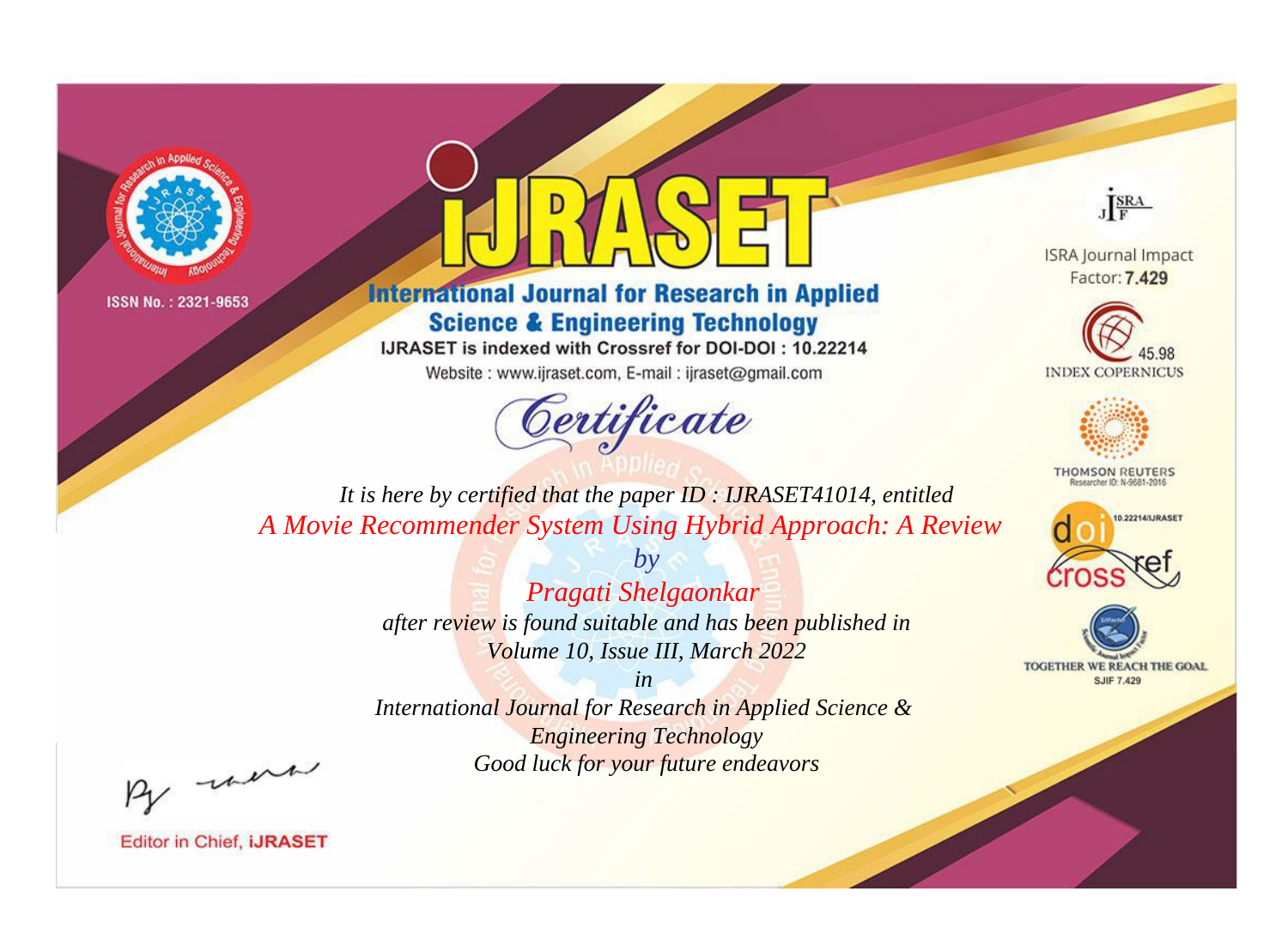ISSN No. : 2321-9653

# iJRASET

## International Journal for Research in Applied Science & Engineering Technology

IJRASET is indexed with Crossref for DOI-DOI : 10.22214

Website : www.ijraset.com, E-mail : ijraset@gmail.com

ISRA Journal Impact Factor: **7.429**

45.98 INDEX COPERNICUS

THOMSON REUTERS Researcher ID: N-9681-2016

10.22214/IJRASET

TOGETHER WE REACH THE GOAL SJIF 7.429

# *Certificate*

*It is here by certified that the paper ID : IJRASET41014, entitled*

*A Movie Recommender System Using Hybrid Approach: A Review*

*by*

*Pragati Shelgaonkar*

*after review is found suitable and has been published in*

*Volume 10, Issue III, March 2022*

*in*

*International Journal for Research in Applied Science & Engineering Technology*

*Good luck for your future endeavors*

Editor in Chief, **iJRASET**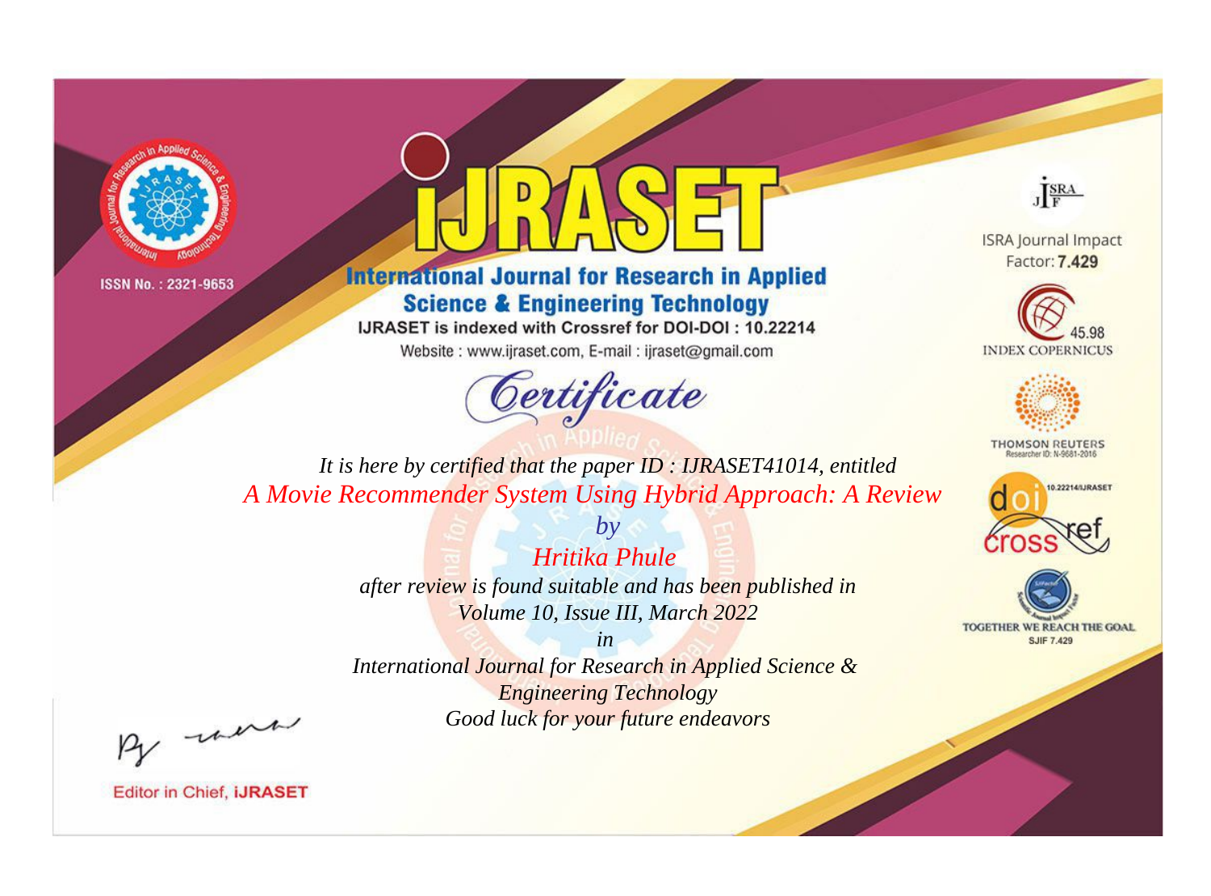ISSN No. : 2321-9653

# iJRASET

## International Journal for Research in Applied Science & Engineering Technology

IJRASET is indexed with Crossref for DOI-DOI : 10.22214

Website : www.ijraset.com, E-mail : ijraset@gmail.com

*Certificate*

*It is here by certified that the paper ID : IJRASET41014, entitled*

*A Movie Recommender System Using Hybrid Approach: A Review*

*by*

*Hritika Phule*

*after review is found suitable and has been published in*

*Volume 10, Issue III, March 2022*

*in*

*International Journal for Research in Applied Science & Engineering Technology*

*Good luck for your future endeavors*

ISRA Journal Impact Factor: **7.429**

45.98 INDEX COPERNICUS

THOMSON REUTERS Researcher ID: N-9681-2016

10.22214/IJRASET

TOGETHER WE REACH THE GOAL SJIF 7.429

Editor in Chief, **iJRASET**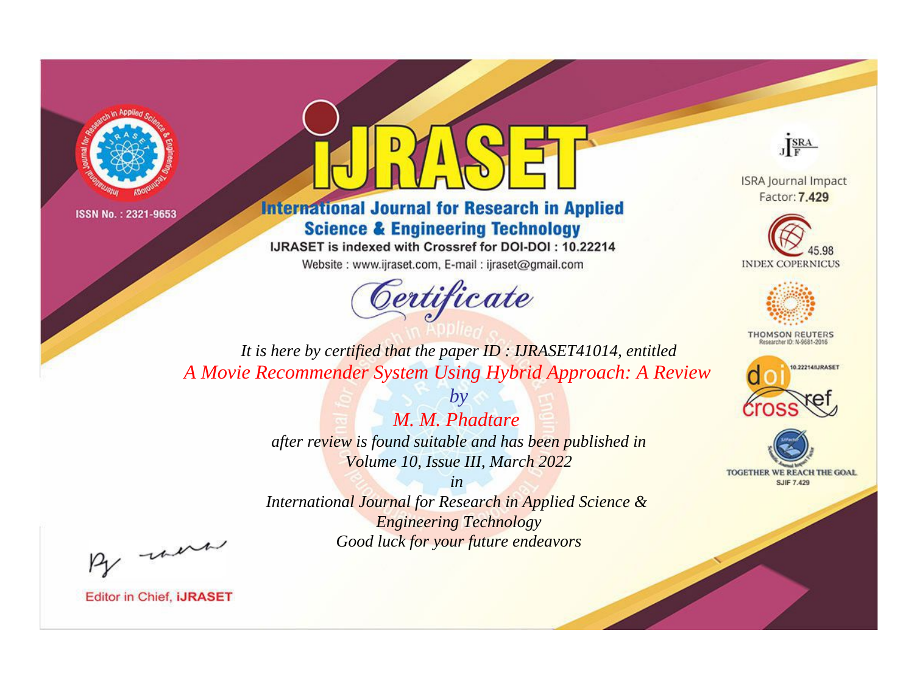ISSN No. : 2321-9653

# IJRASET

## International Journal for Research in Applied Science & Engineering Technology

IJRASET is indexed with Crossref for DOI-DOI : 10.22214

Website : www.ijraset.com, E-mail : ijraset@gmail.com

ISRA Journal Impact Factor: **7.429**

45.98 INDEX COPERNICUS

THOMSON REUTERS Researcher ID: N-9681-2016

10.22214/IJRASET

TOGETHER WE REACH THE GOAL SJIF 7.429

# *Certificate*

*It is here by certified that the paper ID : IJRASET41014, entitled*

*A Movie Recommender System Using Hybrid Approach: A Review*

*by*

*M. M. Phadtare*

*after review is found suitable and has been published in*

*Volume 10, Issue III, March 2022*

*in*

*International Journal for Research in Applied Science & Engineering Technology*

*Good luck for your future endeavors*

Editor in Chief, **iJRASET**